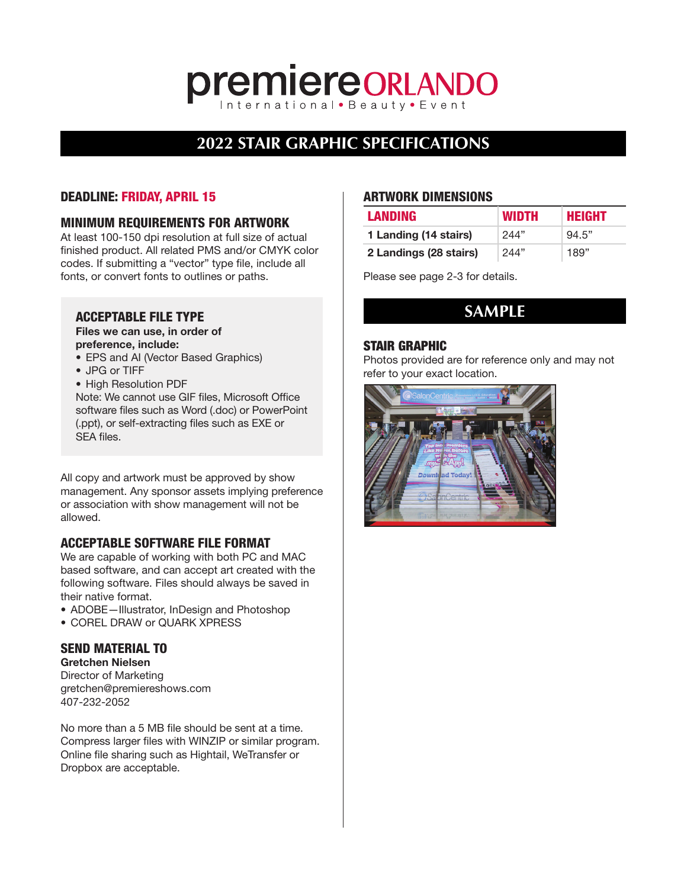# premiere ORLANDO

International • Beauty • Event

## 2022 STAIR GRAPHIC SPECIFICATIONS

### DEADLINE: FRIDAY, APRIL 15

### MINIMUM REQUIREMENTS FOR ARTWORK

At least 100-150 dpi resolution at full size of actual finished product. All related PMS and/or CMYK color codes. If submitting a "vector" type file, include all fonts, or convert fonts to outlines or paths.

### ACCEPTABLE FILE TYPE

**Files we can use, in order of preference, include:**

- EPS and AI (Vector Based Graphics)
- JPG or TIFF
- High Resolution PDF

Note: We cannot use GIF files, Microsoft Office software files such as Word (.doc) or PowerPoint (.ppt), or self-extracting files such as EXE or SEA files.

All copy and artwork must be approved by show management. Any sponsor assets implying preference or association with show management will not be allowed.

### ACCEPTABLE SOFTWARE FILE FORMAT

We are capable of working with both PC and MAC based software, and can accept art created with the following software. Files should always be saved in their native format.

- ADOBE—Illustrator, InDesign and Photoshop
- COREL DRAW or QUARK XPRESS

### SEND MATERIAL TO

**Gretchen Nielsen**
Director of Marketing
gretchen@premiereshows.com
407-232-2052

No more than a 5 MB file should be sent at a time. Compress larger files with WINZIP or similar program. Online file sharing such as Hightail, WeTransfer or Dropbox are acceptable.

### ARTWORK DIMENSIONS

| LANDING | WIDTH | HEIGHT |
| --- | --- | --- |
| **1 Landing (14 stairs)** | 244" | 94.5" |
| **2 Landings (28 stairs)** | 244" | 189" |

Please see page 2-3 for details.

## SAMPLE

### STAIR GRAPHIC

Photos provided are for reference only and may not refer to your exact location.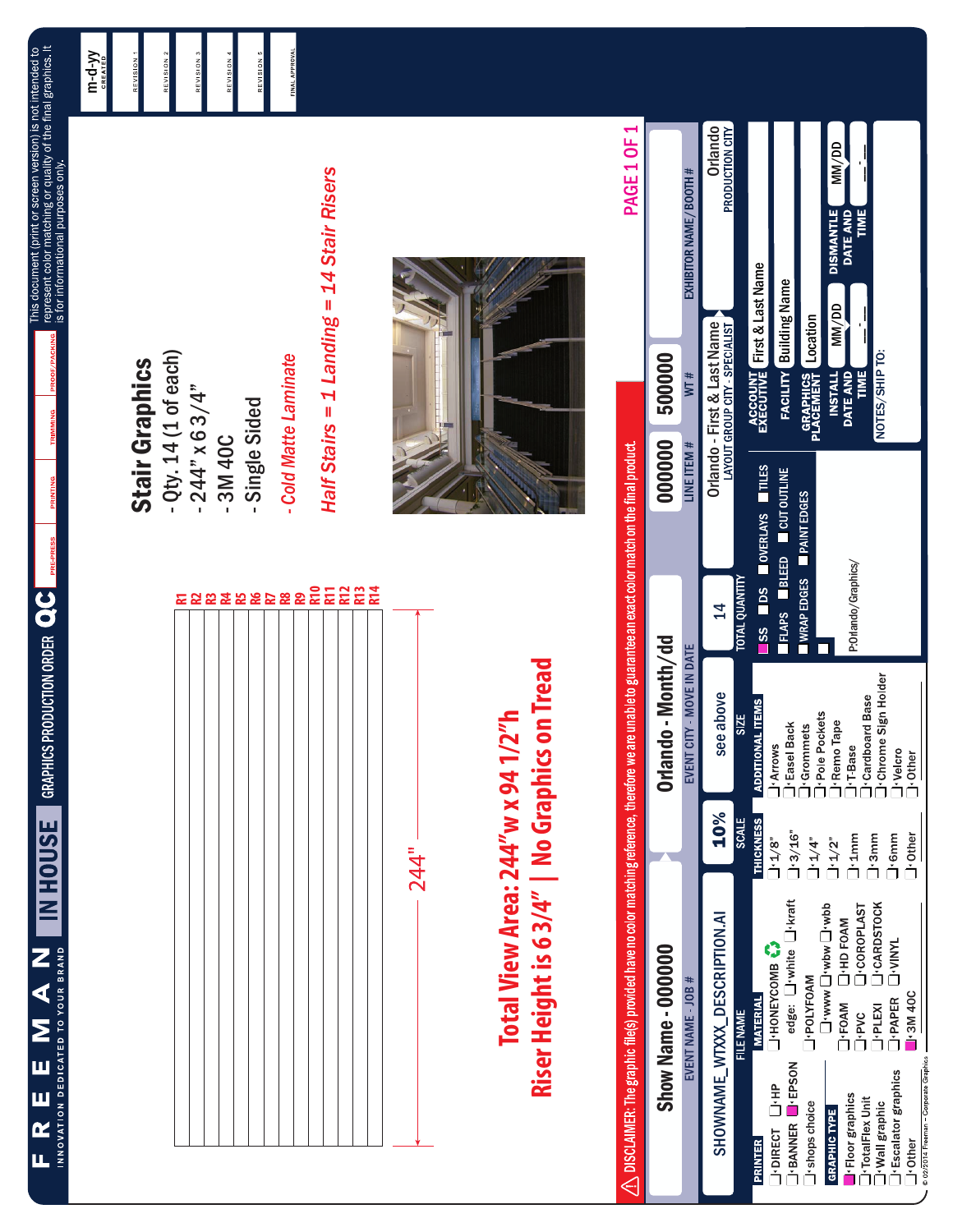# FREEMAN IN HOUSE — GRAPHICS PRODUCTION ORDER QC

INNOVATION DEDICATED TO YOUR BRAND

PRE-PRESS | PRINTING | TRIMMING | PROOF/PACKING

This document (print or screen version) is not intended to represent color matching or quality of the final graphics. It is for informational purposes only.

m-d-yy CREATED | REVISION 1 | REVISION 2 | REVISION 3 | REVISION 4 | REVISION 5 | FINAL APPROVAL

R1
R2
R3
R4
R5
R6
R7
R8
R9
R10
R11
R12
R13
R14

244"

## Total View Area: 244"w x 94 1/2"h

## Riser Height is 6 3/4" | No Graphics on Tread

## Stair Graphics

- Qty. 14 (1 of each)
- 244" x 6 3/4"
- 3M 40C
- Single Sided

*- Cold Matte Laminate*

*Half Stairs = 1 Landing = 14 Stair Risers*

PAGE 1 OF 1

⚠ DISCLAIMER: The graphic file(s) provided have no color matching reference, therefore we are unable to guarantee an exact color match on the final product.

| Show Name - 000000 | Orlando - Month/dd | 000000 | 500000 | |
|---|---|---|---|---|
| EVENT NAME - JOB # | EVENT CITY - MOVE IN DATE | LINE ITEM # | WT # | EXHIBITOR NAME / BOOTH # |

| SHOWNAME_WTXXX_DESCRIPTION.AI | 10% | see above | 14 | Orlando - First & Last Name | Orlando |
|---|---|---|---|---|---|
| FILE NAME | SCALE | SIZE | TOTAL QUANTITY | LAYOUT GROUP CITY - SPECIALIST | PRODUCTION CITY |

**PRINTER**
- ☐ DIRECT ☐ HP
- ☐ BANNER ☑ EPSON
- ☐ shops choice

**GRAPHIC TYPE**
- ☑ Floor graphics
- ☐ TotalFlex Unit
- ☐ Wall graphic
- ☐ Escalator graphics
- ☐ Other

**MATERIAL**
- ☐ HONEYCOMB edge: ☐ white ☐ kraft
- ☐ POLYFOAM ☐ www ☐ wbw ☐ wbb
- ☐ FOAM ☐ HD FOAM
- ☐ PVC ☐ COROPLAST
- ☐ PLEXI ☐ CARDSTOCK
- ☐ PAPER ☐ VINYL
- ☑ 3M 40C

**THICKNESS**
- ☐ 1/8"
- ☐ 3/16"
- ☐ 1/4"
- ☐ 1/2"
- ☐ 1mm
- ☐ 3mm
- ☐ 6mm
- ☐ Other

**ADDITIONAL ITEMS**
- ☐ Arrows
- ☐ Easel Back
- ☐ Grommets
- ☐ Pole Pockets
- ☐ Remo Tape
- ☐ T-Base
- ☐ Cardboard Base
- ☐ Chrome Sign Holder
- ☐ Velcro
- ☐ Other

☑ SS ☐ DS ☐ OVERLAYS ☐ TILES
☐ FLAPS ☐ BLEED ☐ CUT OUTLINE
☐ WRAP EDGES ☐ PAINT EDGES

P:Orlando/Graphics/

| ACCOUNT EXECUTIVE | First & Last Name |
|---|---|
| FACILITY | Building Name |
| GRAPHICS PLACEMENT | Location |
| INSTALL DATE AND TIME | MM/DD __:__ |
| DISMANTLE DATE AND TIME | MM/DD __:__ |

NOTES/SHIP TO:

© 02/2014 Freeman – Corporate Graphics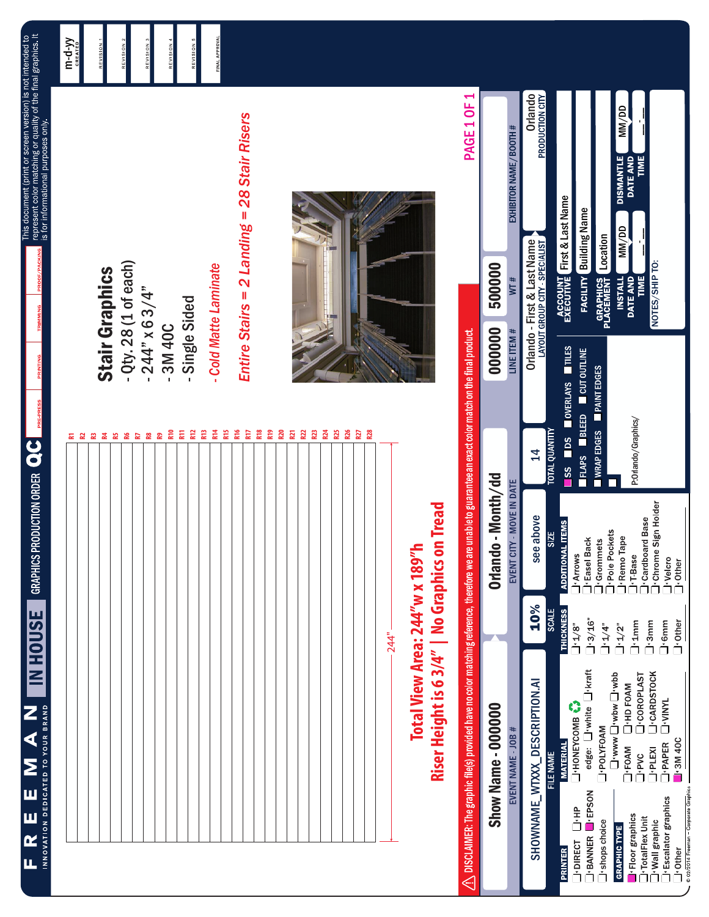FREEMAN INNOVATION DEDICATED TO YOUR BRAND | IN HOUSE | GRAPHICS PRODUCTION ORDER QC | PRE-PRESS | PRINTING | TRIMMING | PROOF/PACKING

This document (print or screen version) is not intended to represent color matching or quality of the final graphics. It is for informational purposes only.

m-d-yy CREATED | REVISION 1 | REVISION 2 | REVISION 3 | REVISION 4 | REVISION 5 | FINAL APPROVAL

R1 R2 R3 R4 R5 R6 R7 R8 R9 R10 R11 R12 R13 R14 R15 R16 R17 R18 R19 R20 R21 R22 R23 R24 R25 R26 R27 R28

244"

**Total View Area: 244"w x 189"h**

**Riser Height is 6 3/4" | No Graphics on Tread**

## Stair Graphics

- Qty. 28 (1 of each)
- 244" x 6 3/4"
- 3M 40C
- Single Sided

*- Cold Matte Laminate*

*Entire Stairs = 2 Landing = 28 Stair Risers*

PAGE 1 OF 1

⚠ DISCLAIMER: The graphic file(s) provided have no color matching reference, therefore we are unable to guarantee an exact color match on the final product.

| | | | | |
|---|---|---|---|---|
| Show Name - 000000 | Orlando - Month/dd | 000000 | 500000 | |
| EVENT NAME - JOB # | EVENT CITY - MOVE IN DATE | LINE ITEM # | WT # | EXHIBITOR NAME / BOOTH # |
| SHOWNAME_WTXXX_DESCRIPTION.AI | 10% | see above | 14 | Orlando - First & Last Name | Orlando |
| FILE NAME | SCALE | SIZE | TOTAL QUANTITY | LAYOUT GROUP CITY - SPECIALIST | PRODUCTION CITY |

**PRINTER**
- ☐ DIRECT ☐ HP
- ☐ BANNER ☑ EPSON
- ☐ shops choice

**GRAPHIC TYPE**
- ☑ Floor graphics
- ☐ TotalFlex Unit
- ☐ Wall graphic
- ☐ Escalator graphics
- ☐ Other

**MATERIAL**
- ☐ HONEYCOMB edge: ☐ white ☐ kraft
- ☐ POLYFOAM ☐ www ☐ wbw ☐ wbb
- ☐ FOAM ☐ HD FOAM
- ☐ PVC ☐ COROPLAST
- ☐ PLEXI ☐ CARDSTOCK
- ☐ PAPER ☐ VINYL
- ☑ 3M 40C

**THICKNESS**
- ☐ 1/8"
- ☐ 3/16"
- ☐ 1/4"
- ☐ 1/2"
- ☐ 1mm
- ☐ 3mm
- ☐ 6mm
- ☐ Other

**ADDITIONAL ITEMS**
- ☐ Arrows
- ☐ Easel Back
- ☐ Grommets
- ☐ Pole Pockets
- ☐ Remo Tape
- ☐ T-Base
- ☐ Cardboard Base
- ☐ Chrome Sign Holder
- ☐ Velcro
- ☐ Other

☑ SS ☐ DS ☐ OVERLAYS ☐ TILES
☐ FLAPS ☐ BLEED ☐ CUT OUTLINE
☐ WRAP EDGES ☐ PAINT EDGES
☐

P:Orlando/Graphics/

| | |
|---|---|
| ACCOUNT EXECUTIVE | First & Last Name |
| FACILITY | Building Name |
| GRAPHICS PLACEMENT | Location |
| INSTALL DATE AND TIME | MM/DD __:__ |
| DISMANTLE DATE AND TIME | MM/DD __:__ |

NOTES/SHIP TO:

© 09/2014 Freeman – Corporate Graphics